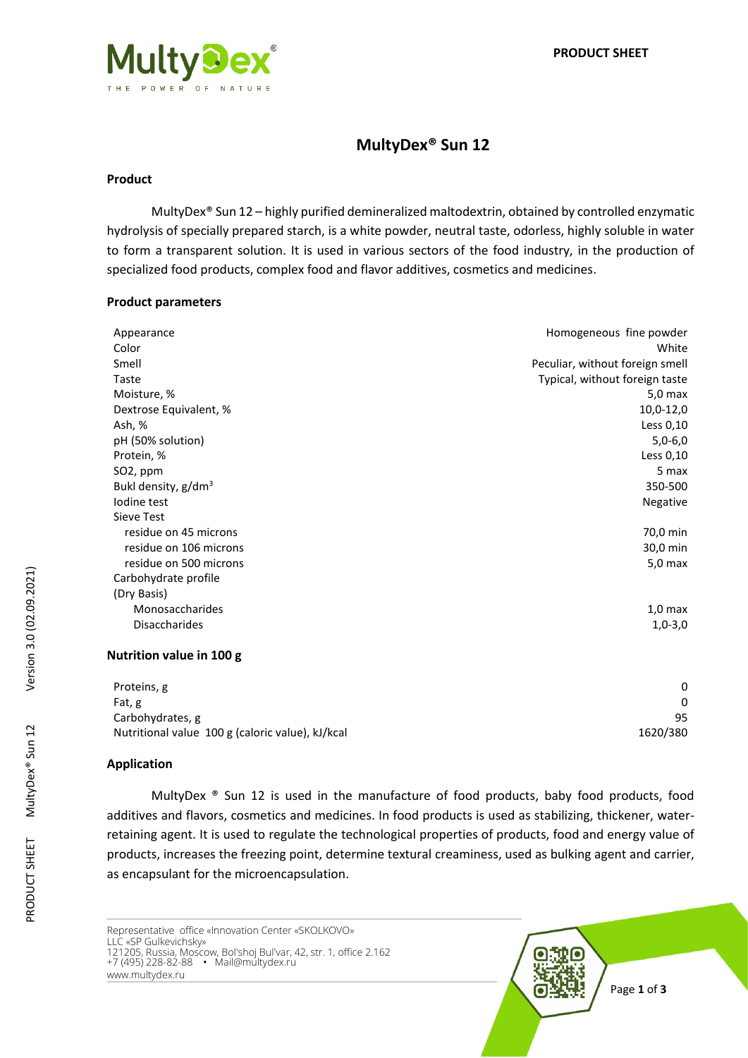# MultyDex® Sun 12

## Product

MultyDex® Sun 12 – highly purified demineralized maltodextrin, obtained by controlled enzymatic hydrolysis of specially prepared starch, is a white powder, neutral taste, odorless, highly soluble in water to form a transparent solution. It is used in various sectors of the food industry, in the production of specialized food products, complex food and flavor additives, cosmetics and medicines.

## Product parameters

| | |
|---|---|
| Appearance | Homogeneous fine powder |
| Color | White |
| Smell | Peculiar, without foreign smell |
| Taste | Typical, without foreign taste |
| Moisture, % | 5,0 max |
| Dextrose Equivalent, % | 10,0-12,0 |
| Ash, % | Less 0,10 |
| pH (50% solution) | 5,0-6,0 |
| Protein, % | Less 0,10 |
| $SO_2$, ppm | 5 max |
| Bukl density, $g/dm^3$ | 350-500 |
| Iodine test | Negative |
| Sieve Test | |
| residue on 45 microns | 70,0 min |
| residue on 106 microns | 30,0 min |
| residue on 500 microns | 5,0 max |
| Carbohydrate profile (Dry Basis) | |
| Monosaccharides | 1,0 max |
| Disaccharides | 1,0-3,0 |

## Nutrition value in 100 g

| | |
|---|---|
| Proteins, g | 0 |
| Fat, g | 0 |
| Carbohydrates, g | 95 |
| Nutritional value 100 g (caloric value), kJ/kcal | 1620/380 |

## Application

MultyDex ® Sun 12 is used in the manufacture of food products, baby food products, food additives and flavors, cosmetics and medicines. In food products is used as stabilizing, thickener, water-retaining agent. It is used to regulate the technological properties of products, food and energy value of products, increases the freezing point, determine textural creaminess, used as bulking agent and carrier, as encapsulant for the microencapsulation.

Representative office «Innovation Center «SKOLKOVO»
LLC «SP Gulkevichsky»
121205, Russia, Moscow, Bol'shoj Bul'var, 42, str. 1, office 2.162
+7 (495) 228-82-88 • Mail@multydex.ru
www.multydex.ru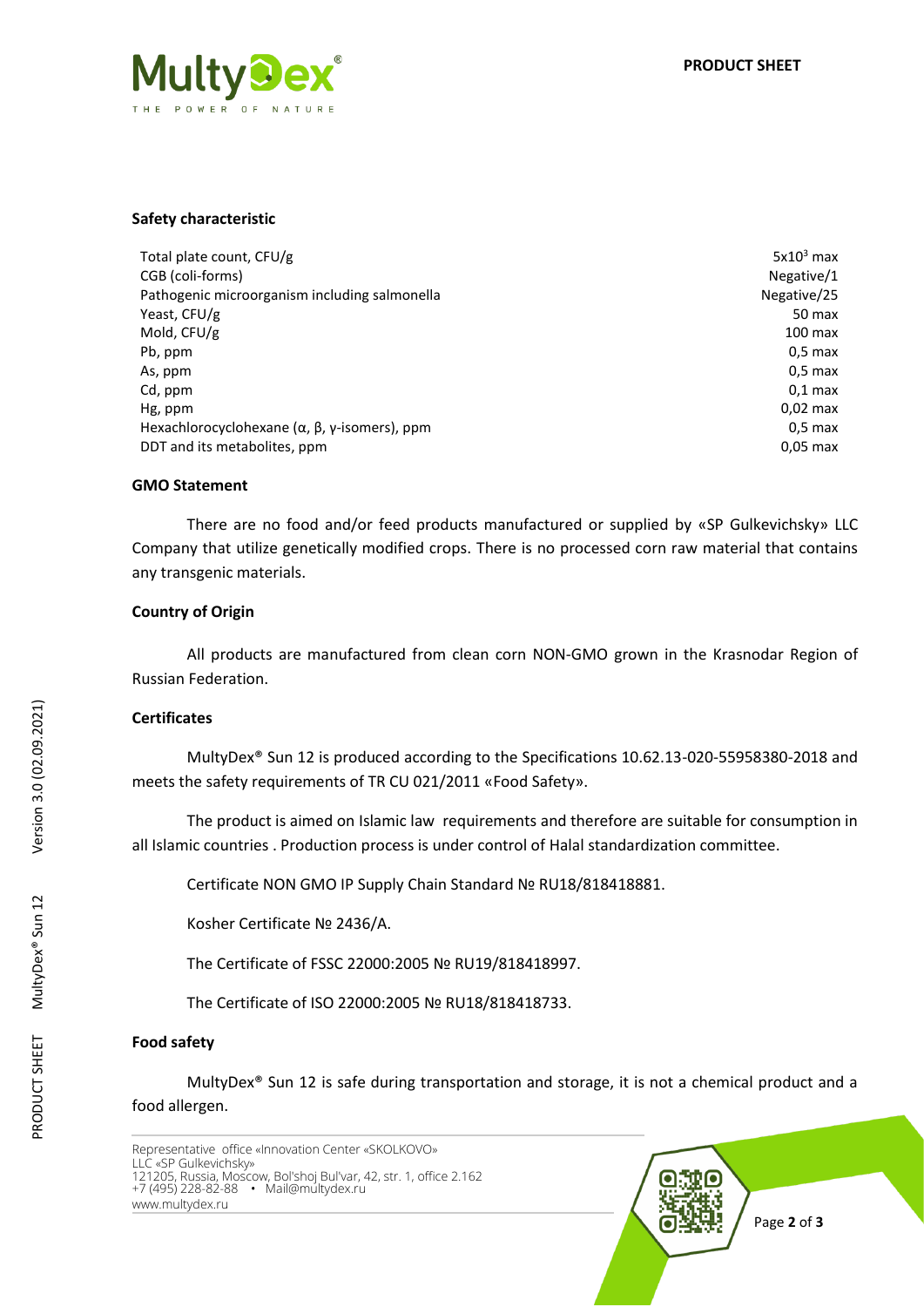## Safety characteristic

| | |
|---|---|
| Total plate count, CFU/g | $5x10^3$ max |
| CGB (coli-forms) | Negative/1 |
| Pathogenic microorganism including salmonella | Negative/25 |
| Yeast, CFU/g | 50 max |
| Mold, CFU/g | 100 max |
| Pb, ppm | 0,5 max |
| As, ppm | 0,5 max |
| Cd, ppm | 0,1 max |
| Hg, ppm | 0,02 max |
| Hexachlorocyclohexane (α, β, γ-isomers), ppm | 0,5 max |
| DDT and its metabolites, ppm | 0,05 max |

## GMO Statement

There are no food and/or feed products manufactured or supplied by «SP Gulkevichsky» LLC Company that utilize genetically modified crops. There is no processed corn raw material that contains any transgenic materials.

## Country of Origin

All products are manufactured from clean corn NON-GMO grown in the Krasnodar Region of Russian Federation.

## Certificates

MultyDex® Sun 12 is produced according to the Specifications 10.62.13-020-55958380-2018 and meets the safety requirements of TR CU 021/2011 «Food Safety».

The product is aimed on Islamic law requirements and therefore are suitable for consumption in all Islamic countries . Production process is under control of Halal standardization committee.

Certificate NON GMO IP Supply Chain Standard № RU18/818418881.

Kosher Certificate № 2436/A.

The Certificate of FSSC 22000:2005 № RU19/818418997.

The Certificate of ISO 22000:2005 № RU18/818418733.

## Food safety

MultyDex® Sun 12 is safe during transportation and storage, it is not a chemical product and a food allergen.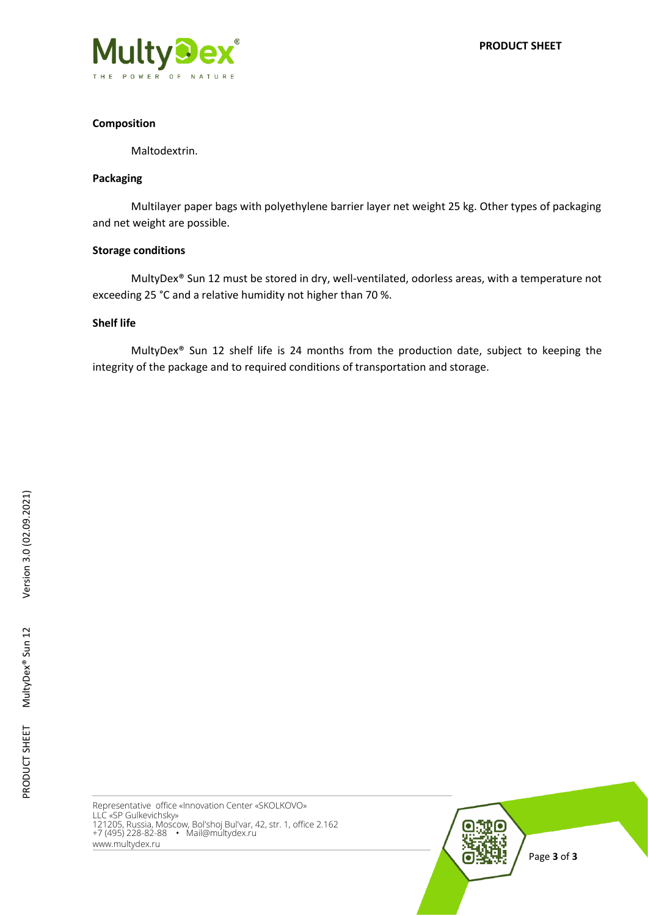### Composition

Maltodextrin.

### Packaging

Multilayer paper bags with polyethylene barrier layer net weight 25 kg. Other types of packaging and net weight are possible.

### Storage conditions

MultyDex® Sun 12 must be stored in dry, well-ventilated, odorless areas, with a temperature not exceeding 25 °C and a relative humidity not higher than 70 %.

### Shelf life

MultyDex® Sun 12 shelf life is 24 months from the production date, subject to keeping the integrity of the package and to required conditions of transportation and storage.